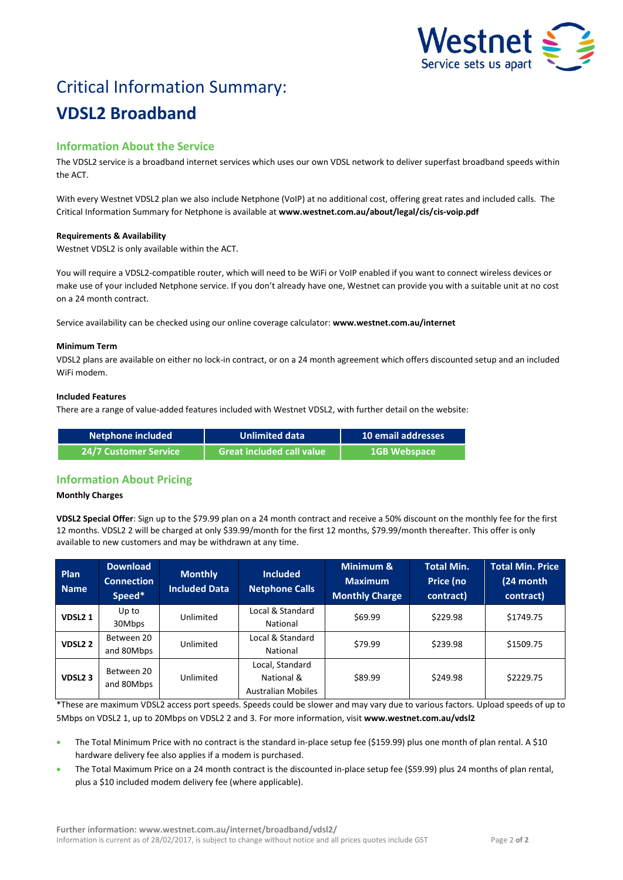# Critical Information Summary:

# VDSL2 Broadband

## Information About the Service

The VDSL2 service is a broadband internet services which uses our own VDSL network to deliver superfast broadband speeds within the ACT.

With every Westnet VDSL2 plan we also include Netphone (VoIP) at no additional cost, offering great rates and included calls. The Critical Information Summary for Netphone is available at **www.westnet.com.au/about/legal/cis/cis-voip.pdf**

**Requirements & Availability**

Westnet VDSL2 is only available within the ACT.

You will require a VDSL2-compatible router, which will need to be WiFi or VoIP enabled if you want to connect wireless devices or make use of your included Netphone service. If you don't already have one, Westnet can provide you with a suitable unit at no cost on a 24 month contract.

Service availability can be checked using our online coverage calculator: **www.westnet.com.au/internet**

**Minimum Term**

VDSL2 plans are available on either no lock-in contract, or on a 24 month agreement which offers discounted setup and an included WiFi modem.

**Included Features**

There are a range of value-added features included with Westnet VDSL2, with further detail on the website:

| Netphone included | Unlimited data | 10 email addresses |
|---|---|---|
| 24/7 Customer Service | Great included call value | 1GB Webspace |

## Information About Pricing

**Monthly Charges**

**VDSL2 Special Offer**: Sign up to the $79.99 plan on a 24 month contract and receive a 50% discount on the monthly fee for the first 12 months. VDSL2 2 will be charged at only $39.99/month for the first 12 months, $79.99/month thereafter. This offer is only available to new customers and may be withdrawn at any time.

| Plan Name | Download Connection Speed* | Monthly Included Data | Included Netphone Calls | Minimum & Maximum Monthly Charge | Total Min. Price (no contract) | Total Min. Price (24 month contract) |
|---|---|---|---|---|---|---|
| **VDSL2 1** | Up to 30Mbps | Unlimited | Local & Standard National | $69.99 | $229.98 | $1749.75 |
| **VDSL2 2** | Between 20 and 80Mbps | Unlimited | Local & Standard National | $79.99 | $239.98 | $1509.75 |
| **VDSL2 3** | Between 20 and 80Mbps | Unlimited | Local, Standard National & Australian Mobiles | $89.99 | $249.98 | $2229.75 |

*These are maximum VDSL2 access port speeds. Speeds could be slower and may vary due to various factors. Upload speeds of up to 5Mbps on VDSL2 1, up to 20Mbps on VDSL2 2 and 3. For more information, visit **www.westnet.com.au/vdsl2**

- The Total Minimum Price with no contract is the standard in-place setup fee ($159.99) plus one month of plan rental. A $10 hardware delivery fee also applies if a modem is purchased.
- The Total Maximum Price on a 24 month contract is the discounted in-place setup fee ($59.99) plus 24 months of plan rental, plus a $10 included modem delivery fee (where applicable).

**Further information: www.westnet.com.au/internet/broadband/vdsl2/**

Information is current as of 28/02/2017, is subject to change without notice and all prices quotes include GST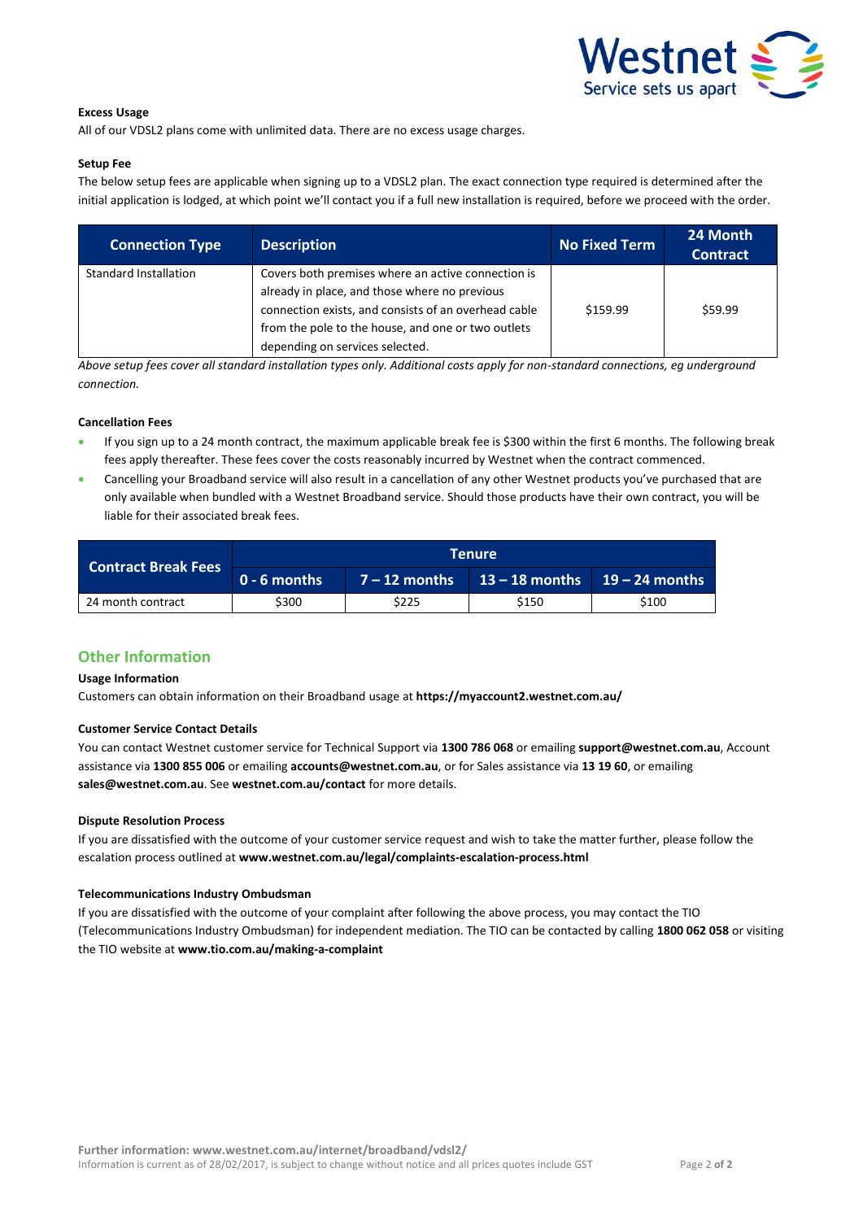### Excess Usage

All of our VDSL2 plans come with unlimited data. There are no excess usage charges.

### Setup Fee

The below setup fees are applicable when signing up to a VDSL2 plan. The exact connection type required is determined after the initial application is lodged, at which point we'll contact you if a full new installation is required, before we proceed with the order.

| Connection Type | Description | No Fixed Term | 24 Month Contract |
|---|---|---|---|
| Standard Installation | Covers both premises where an active connection is already in place, and those where no previous connection exists, and consists of an overhead cable from the pole to the house, and one or two outlets depending on services selected. | $159.99 | $59.99 |

*Above setup fees cover all standard installation types only. Additional costs apply for non-standard connections, eg underground connection.*

### Cancellation Fees

- If you sign up to a 24 month contract, the maximum applicable break fee is $300 within the first 6 months. The following break fees apply thereafter. These fees cover the costs reasonably incurred by Westnet when the contract commenced.
- Cancelling your Broadband service will also result in a cancellation of any other Westnet products you've purchased that are only available when bundled with a Westnet Broadband service. Should those products have their own contract, you will be liable for their associated break fees.

| Contract Break Fees | Tenure | | | |
|---|---|---|---|---|
| | 0 - 6 months | 7 – 12 months | 13 – 18 months | 19 – 24 months |
| 24 month contract | $300 | $225 | $150 | $100 |

## Other Information

### Usage Information

Customers can obtain information on their Broadband usage at **https://myaccount2.westnet.com.au/**

### Customer Service Contact Details

You can contact Westnet customer service for Technical Support via **1300 786 068** or emailing **support@westnet.com.au**, Account assistance via **1300 855 006** or emailing **accounts@westnet.com.au**, or for Sales assistance via **13 19 60**, or emailing **sales@westnet.com.au**. See **westnet.com.au/contact** for more details.

### Dispute Resolution Process

If you are dissatisfied with the outcome of your customer service request and wish to take the matter further, please follow the escalation process outlined at **www.westnet.com.au/legal/complaints-escalation-process.html**

### Telecommunications Industry Ombudsman

If you are dissatisfied with the outcome of your complaint after following the above process, you may contact the TIO (Telecommunications Industry Ombudsman) for independent mediation. The TIO can be contacted by calling **1800 062 058** or visiting the TIO website at **www.tio.com.au/making-a-complaint**

**Further information: www.westnet.com.au/internet/broadband/vdsl2/**
Information is current as of 28/02/2017, is subject to change without notice and all prices quotes include GST